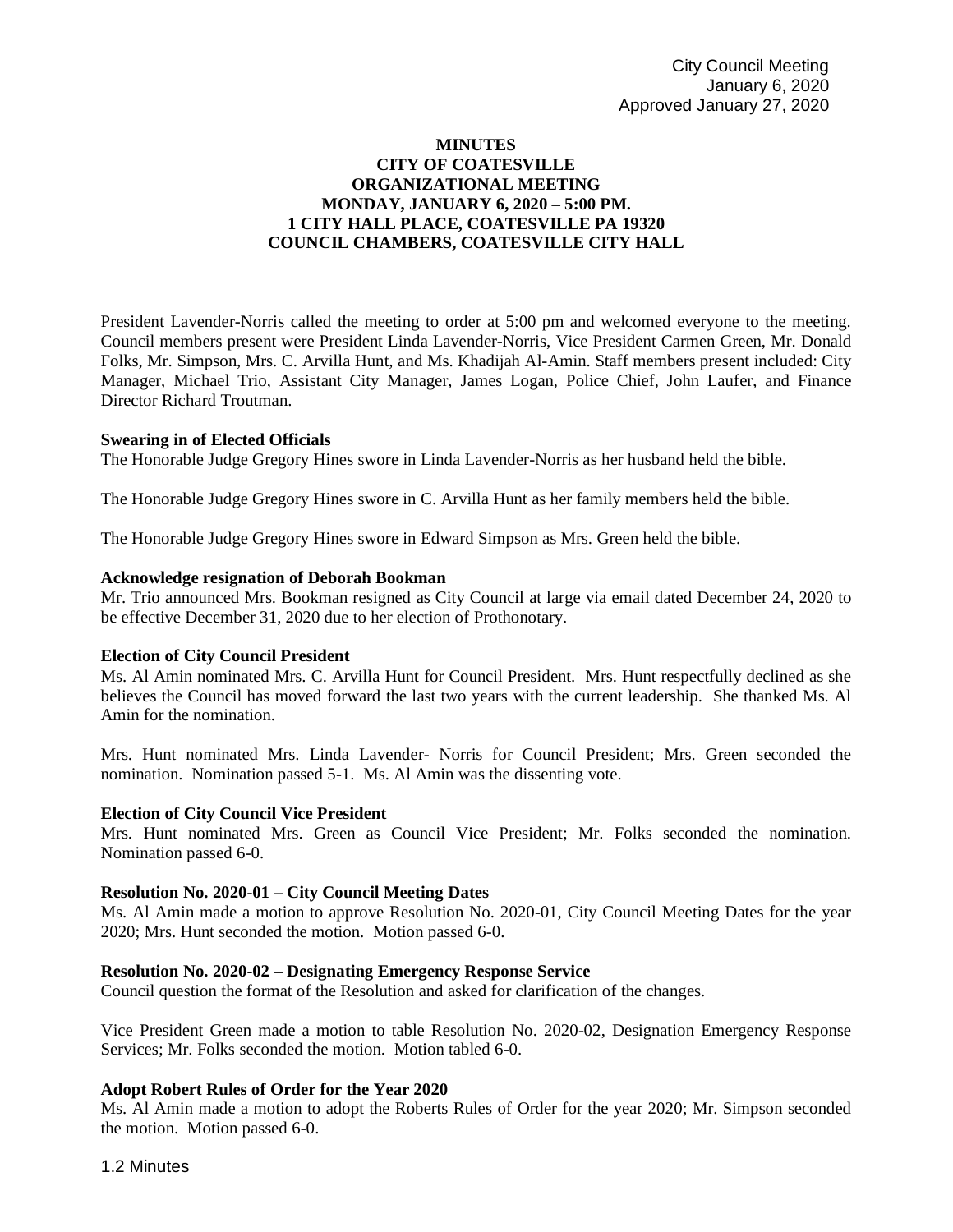City Council Meeting
January 6, 2020
Approved January 27, 2020

**MINUTES**
**CITY OF COATESVILLE**
**ORGANIZATIONAL MEETING**
**MONDAY, JANUARY 6, 2020 – 5:00 PM.**
**1 CITY HALL PLACE, COATESVILLE PA 19320**
**COUNCIL CHAMBERS, COATESVILLE CITY HALL**

President Lavender-Norris called the meeting to order at 5:00 pm and welcomed everyone to the meeting. Council members present were President Linda Lavender-Norris, Vice President Carmen Green, Mr. Donald Folks, Mr. Simpson, Mrs. C. Arvilla Hunt, and Ms. Khadijah Al-Amin. Staff members present included: City Manager, Michael Trio, Assistant City Manager, James Logan, Police Chief, John Laufer, and Finance Director Richard Troutman.

**Swearing in of Elected Officials**

The Honorable Judge Gregory Hines swore in Linda Lavender-Norris as her husband held the bible.

The Honorable Judge Gregory Hines swore in C. Arvilla Hunt as her family members held the bible.

The Honorable Judge Gregory Hines swore in Edward Simpson as Mrs. Green held the bible.

**Acknowledge resignation of Deborah Bookman**

Mr. Trio announced Mrs. Bookman resigned as City Council at large via email dated December 24, 2020 to be effective December 31, 2020 due to her election of Prothonotary.

**Election of City Council President**

Ms. Al Amin nominated Mrs. C. Arvilla Hunt for Council President. Mrs. Hunt respectfully declined as she believes the Council has moved forward the last two years with the current leadership. She thanked Ms. Al Amin for the nomination.

Mrs. Hunt nominated Mrs. Linda Lavender- Norris for Council President; Mrs. Green seconded the nomination. Nomination passed 5-1. Ms. Al Amin was the dissenting vote.

**Election of City Council Vice President**

Mrs. Hunt nominated Mrs. Green as Council Vice President; Mr. Folks seconded the nomination. Nomination passed 6-0.

**Resolution No. 2020-01 – City Council Meeting Dates**

Ms. Al Amin made a motion to approve Resolution No. 2020-01, City Council Meeting Dates for the year 2020; Mrs. Hunt seconded the motion. Motion passed 6-0.

**Resolution No. 2020-02 – Designating Emergency Response Service**

Council question the format of the Resolution and asked for clarification of the changes.

Vice President Green made a motion to table Resolution No. 2020-02, Designation Emergency Response Services; Mr. Folks seconded the motion. Motion tabled 6-0.

**Adopt Robert Rules of Order for the Year 2020**

Ms. Al Amin made a motion to adopt the Roberts Rules of Order for the year 2020; Mr. Simpson seconded the motion. Motion passed 6-0.

1.2 Minutes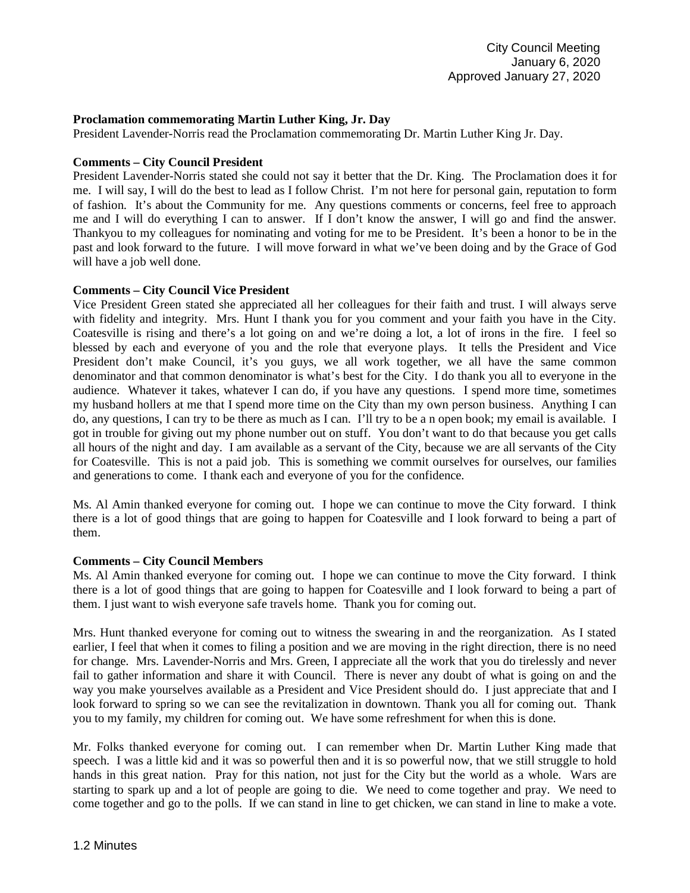**Proclamation commemorating Martin Luther King, Jr. Day**
President Lavender-Norris read the Proclamation commemorating Dr. Martin Luther King Jr. Day.

**Comments – City Council President**
President Lavender-Norris stated she could not say it better that the Dr. King. The Proclamation does it for me. I will say, I will do the best to lead as I follow Christ. I'm not here for personal gain, reputation to form of fashion. It's about the Community for me. Any questions comments or concerns, feel free to approach me and I will do everything I can to answer. If I don't know the answer, I will go and find the answer. Thankyou to my colleagues for nominating and voting for me to be President. It's been a honor to be in the past and look forward to the future. I will move forward in what we've been doing and by the Grace of God will have a job well done.

**Comments – City Council Vice President**
Vice President Green stated she appreciated all her colleagues for their faith and trust. I will always serve with fidelity and integrity. Mrs. Hunt I thank you for you comment and your faith you have in the City. Coatesville is rising and there's a lot going on and we're doing a lot, a lot of irons in the fire. I feel so blessed by each and everyone of you and the role that everyone plays. It tells the President and Vice President don't make Council, it's you guys, we all work together, we all have the same common denominator and that common denominator is what's best for the City. I do thank you all to everyone in the audience. Whatever it takes, whatever I can do, if you have any questions. I spend more time, sometimes my husband hollers at me that I spend more time on the City than my own person business. Anything I can do, any questions, I can try to be there as much as I can. I'll try to be a n open book; my email is available. I got in trouble for giving out my phone number out on stuff. You don't want to do that because you get calls all hours of the night and day. I am available as a servant of the City, because we are all servants of the City for Coatesville. This is not a paid job. This is something we commit ourselves for ourselves, our families and generations to come. I thank each and everyone of you for the confidence.

Ms. Al Amin thanked everyone for coming out. I hope we can continue to move the City forward. I think there is a lot of good things that are going to happen for Coatesville and I look forward to being a part of them.

**Comments – City Council Members**
Ms. Al Amin thanked everyone for coming out. I hope we can continue to move the City forward. I think there is a lot of good things that are going to happen for Coatesville and I look forward to being a part of them. I just want to wish everyone safe travels home. Thank you for coming out.

Mrs. Hunt thanked everyone for coming out to witness the swearing in and the reorganization. As I stated earlier, I feel that when it comes to filing a position and we are moving in the right direction, there is no need for change. Mrs. Lavender-Norris and Mrs. Green, I appreciate all the work that you do tirelessly and never fail to gather information and share it with Council. There is never any doubt of what is going on and the way you make yourselves available as a President and Vice President should do. I just appreciate that and I look forward to spring so we can see the revitalization in downtown. Thank you all for coming out. Thank you to my family, my children for coming out. We have some refreshment for when this is done.

Mr. Folks thanked everyone for coming out. I can remember when Dr. Martin Luther King made that speech. I was a little kid and it was so powerful then and it is so powerful now, that we still struggle to hold hands in this great nation. Pray for this nation, not just for the City but the world as a whole. Wars are starting to spark up and a lot of people are going to die. We need to come together and pray. We need to come together and go to the polls. If we can stand in line to get chicken, we can stand in line to make a vote.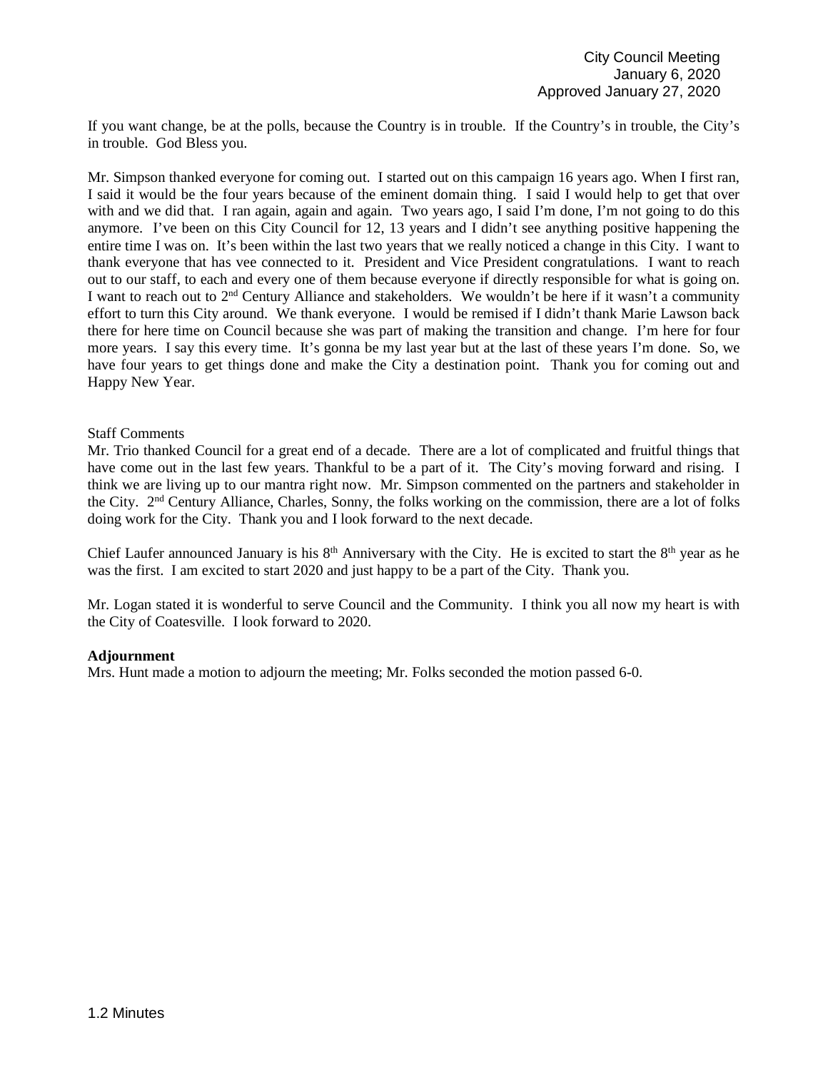If you want change, be at the polls, because the Country is in trouble. If the Country's in trouble, the City's in trouble. God Bless you.

Mr. Simpson thanked everyone for coming out. I started out on this campaign 16 years ago. When I first ran, I said it would be the four years because of the eminent domain thing. I said I would help to get that over with and we did that. I ran again, again and again. Two years ago, I said I'm done, I'm not going to do this anymore. I've been on this City Council for 12, 13 years and I didn't see anything positive happening the entire time I was on. It's been within the last two years that we really noticed a change in this City. I want to thank everyone that has vee connected to it. President and Vice President congratulations. I want to reach out to our staff, to each and every one of them because everyone if directly responsible for what is going on. I want to reach out to 2nd Century Alliance and stakeholders. We wouldn't be here if it wasn't a community effort to turn this City around. We thank everyone. I would be remised if I didn't thank Marie Lawson back there for here time on Council because she was part of making the transition and change. I'm here for four more years. I say this every time. It's gonna be my last year but at the last of these years I'm done. So, we have four years to get things done and make the City a destination point. Thank you for coming out and Happy New Year.

Staff Comments

Mr. Trio thanked Council for a great end of a decade. There are a lot of complicated and fruitful things that have come out in the last few years. Thankful to be a part of it. The City's moving forward and rising. I think we are living up to our mantra right now. Mr. Simpson commented on the partners and stakeholder in the City. 2nd Century Alliance, Charles, Sonny, the folks working on the commission, there are a lot of folks doing work for the City. Thank you and I look forward to the next decade.

Chief Laufer announced January is his 8th Anniversary with the City. He is excited to start the 8th year as he was the first. I am excited to start 2020 and just happy to be a part of the City. Thank you.

Mr. Logan stated it is wonderful to serve Council and the Community. I think you all now my heart is with the City of Coatesville. I look forward to 2020.

**Adjournment**

Mrs. Hunt made a motion to adjourn the meeting; Mr. Folks seconded the motion passed 6-0.